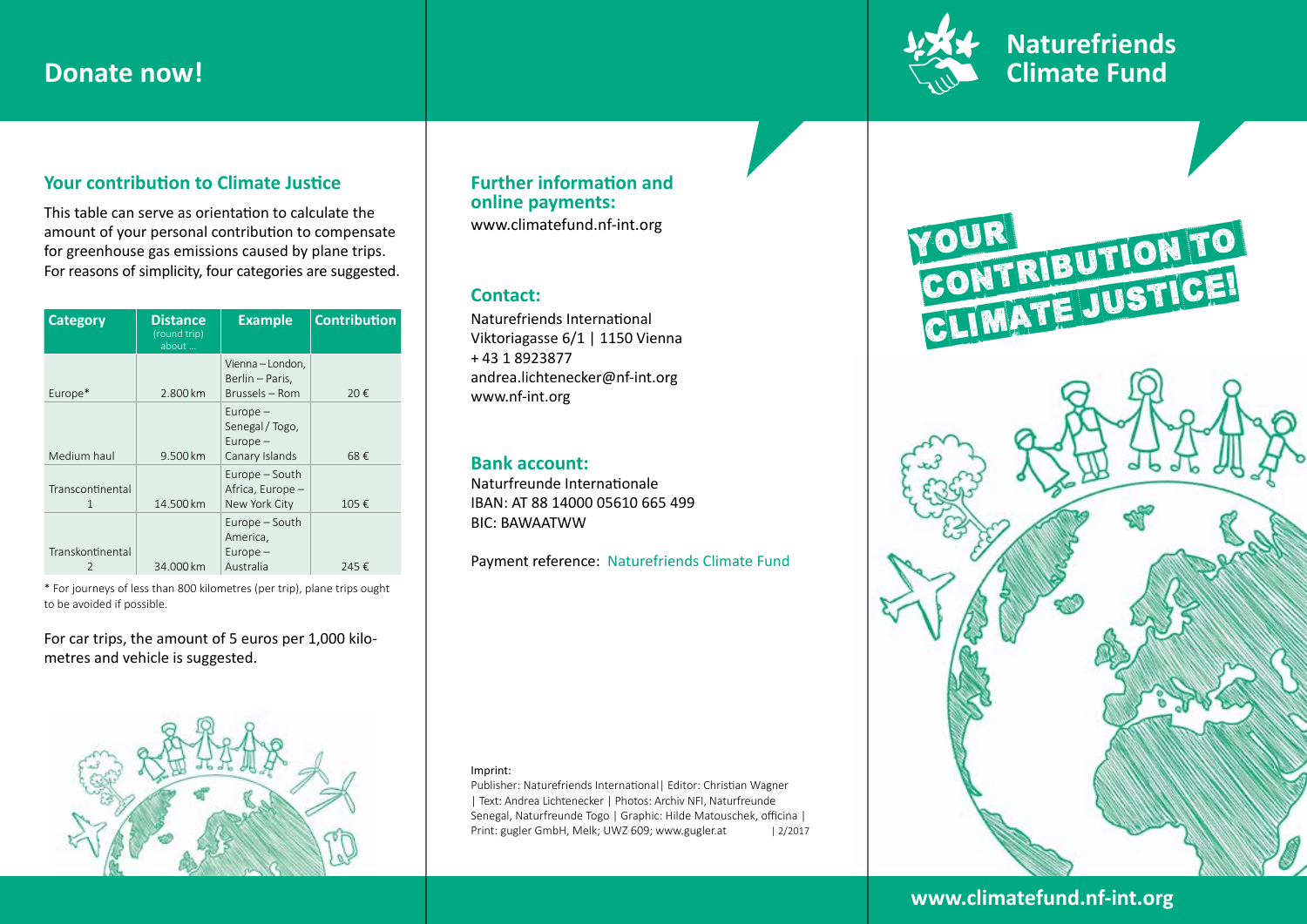# Donate now!

## Your contribution to Climate Justice

This table can serve as orientation to calculate the amount of your personal contribution to compensate for greenhouse gas emissions caused by plane trips. For reasons of simplicity, four categories are suggested.

| Category | Distance (round trip) about … | Example | Contribution |
|---|---|---|---|
| Europe* | 2.800 km | Vienna – London, Berlin – Paris, Brussels – Rom | 20 € |
| Medium haul | 9.500 km | Europe – Senegal / Togo, Europe – Canary Islands | 68 € |
| Transcontinental 1 | 14.500 km | Europe – South Africa, Europe – New York City | 105 € |
| Transkontinental 2 | 34.000 km | Europe – South America, Europe – Australia | 245 € |

* For journeys of less than 800 kilometres (per trip), plane trips ought to be avoided if possible.

For car trips, the amount of 5 euros per 1,000 kilometres and vehicle is suggested.

## Further information and online payments:

www.climatefund.nf-int.org

## Contact:

Naturefriends International
Viktoriagasse 6/1 | 1150 Vienna
+ 43 1 8923877
andrea.lichtenecker@nf-int.org
www.nf-int.org

## Bank account:

Naturfreunde Internationale
IBAN: AT 88 14000 05610 665 499
BIC: BAWAATWW

Payment reference: Naturefriends Climate Fund

Imprint:
Publisher: Naturefriends International| Editor: Christian Wagner | Text: Andrea Lichtenecker | Photos: Archiv NFI, Naturfreunde Senegal, Naturfreunde Togo | Graphic: Hilde Matouschek, officina | Print: gugler GmbH, Melk; UWZ 609; www.gugler.at | 2/2017

# Naturefriends Climate Fund

YOUR CONTRIBUTION TO CLIMATE JUSTICE!

www.climatefund.nf-int.org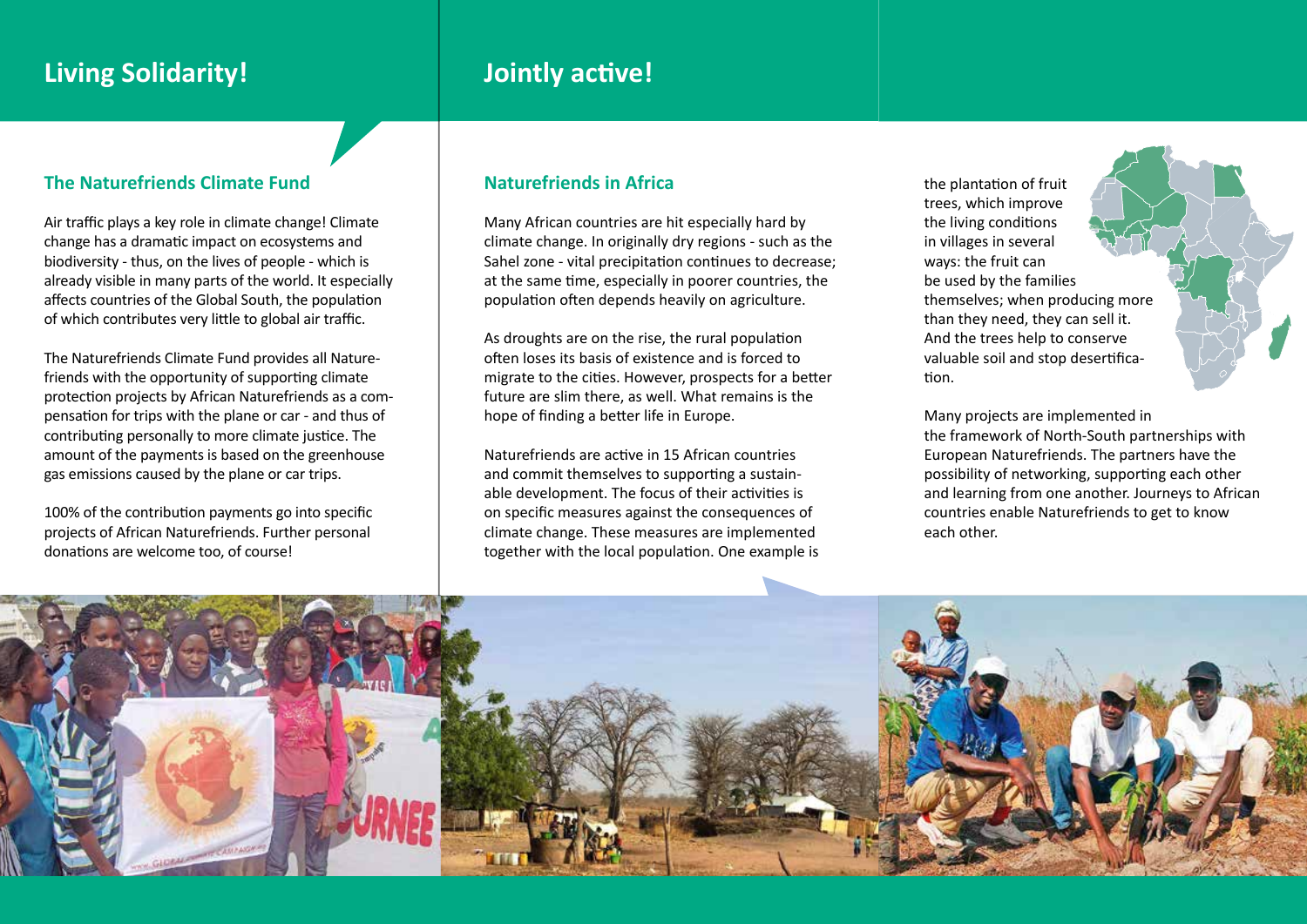# Living Solidarity!

## The Naturefriends Climate Fund

Air traffic plays a key role in climate change! Climate change has a dramatic impact on ecosystems and biodiversity - thus, on the lives of people - which is already visible in many parts of the world. It especially affects countries of the Global South, the population of which contributes very little to global air traffic.

The Naturefriends Climate Fund provides all Naturefriends with the opportunity of supporting climate protection projects by African Naturefriends as a compensation for trips with the plane or car - and thus of contributing personally to more climate justice. The amount of the payments is based on the greenhouse gas emissions caused by the plane or car trips.

100% of the contribution payments go into specific projects of African Naturefriends. Further personal donations are welcome too, of course!

# Jointly active!

## Naturefriends in Africa

Many African countries are hit especially hard by climate change. In originally dry regions - such as the Sahel zone - vital precipitation continues to decrease; at the same time, especially in poorer countries, the population often depends heavily on agriculture.

As droughts are on the rise, the rural population often loses its basis of existence and is forced to migrate to the cities. However, prospects for a better future are slim there, as well. What remains is the hope of finding a better life in Europe.

Naturefriends are active in 15 African countries and commit themselves to supporting a sustainable development. The focus of their activities is on specific measures against the consequences of climate change. These measures are implemented together with the local population. One example is the plantation of fruit trees, which improve the living conditions in villages in several ways: the fruit can be used by the families themselves; when producing more than they need, they can sell it. And the trees help to conserve valuable soil and stop desertification.

Many projects are implemented in the framework of North-South partnerships with European Naturefriends. The partners have the possibility of networking, supporting each other and learning from one another. Journeys to African countries enable Naturefriends to get to know each other.